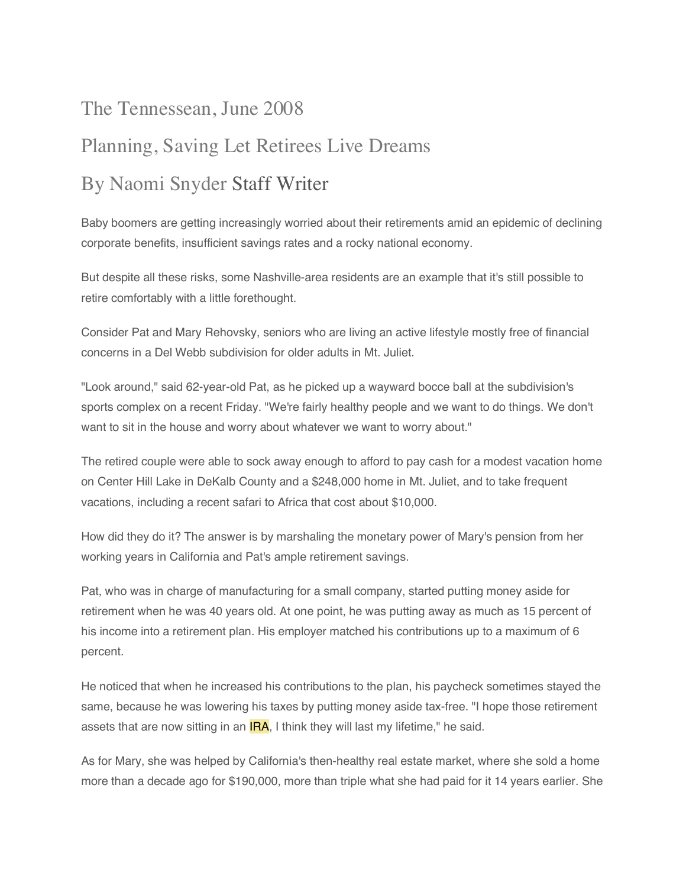# The Tennessean, June 2008

# Planning, Saving Let Retirees Live Dreams

## By Naomi Snyder Staff Writer

Baby boomers are getting increasingly worried about their retirements amid an epidemic of declining corporate benefits, insufficient savings rates and a rocky national economy.

But despite all these risks, some Nashville-area residents are an example that it's still possible to retire comfortably with a little forethought.

Consider Pat and Mary Rehovsky, seniors who are living an active lifestyle mostly free of financial concerns in a Del Webb subdivision for older adults in Mt. Juliet.

"Look around," said 62-year-old Pat, as he picked up a wayward bocce ball at the subdivision's sports complex on a recent Friday. "We're fairly healthy people and we want to do things. We don't want to sit in the house and worry about whatever we want to worry about."

The retired couple were able to sock away enough to afford to pay cash for a modest vacation home on Center Hill Lake in DeKalb County and a $248,000 home in Mt. Juliet, and to take frequent vacations, including a recent safari to Africa that cost about $10,000.

How did they do it? The answer is by marshaling the monetary power of Mary's pension from her working years in California and Pat's ample retirement savings.

Pat, who was in charge of manufacturing for a small company, started putting money aside for retirement when he was 40 years old. At one point, he was putting away as much as 15 percent of his income into a retirement plan. His employer matched his contributions up to a maximum of 6 percent.

He noticed that when he increased his contributions to the plan, his paycheck sometimes stayed the same, because he was lowering his taxes by putting money aside tax-free. "I hope those retirement assets that are now sitting in an IRA, I think they will last my lifetime," he said.

As for Mary, she was helped by California's then-healthy real estate market, where she sold a home more than a decade ago for $190,000, more than triple what she had paid for it 14 years earlier. She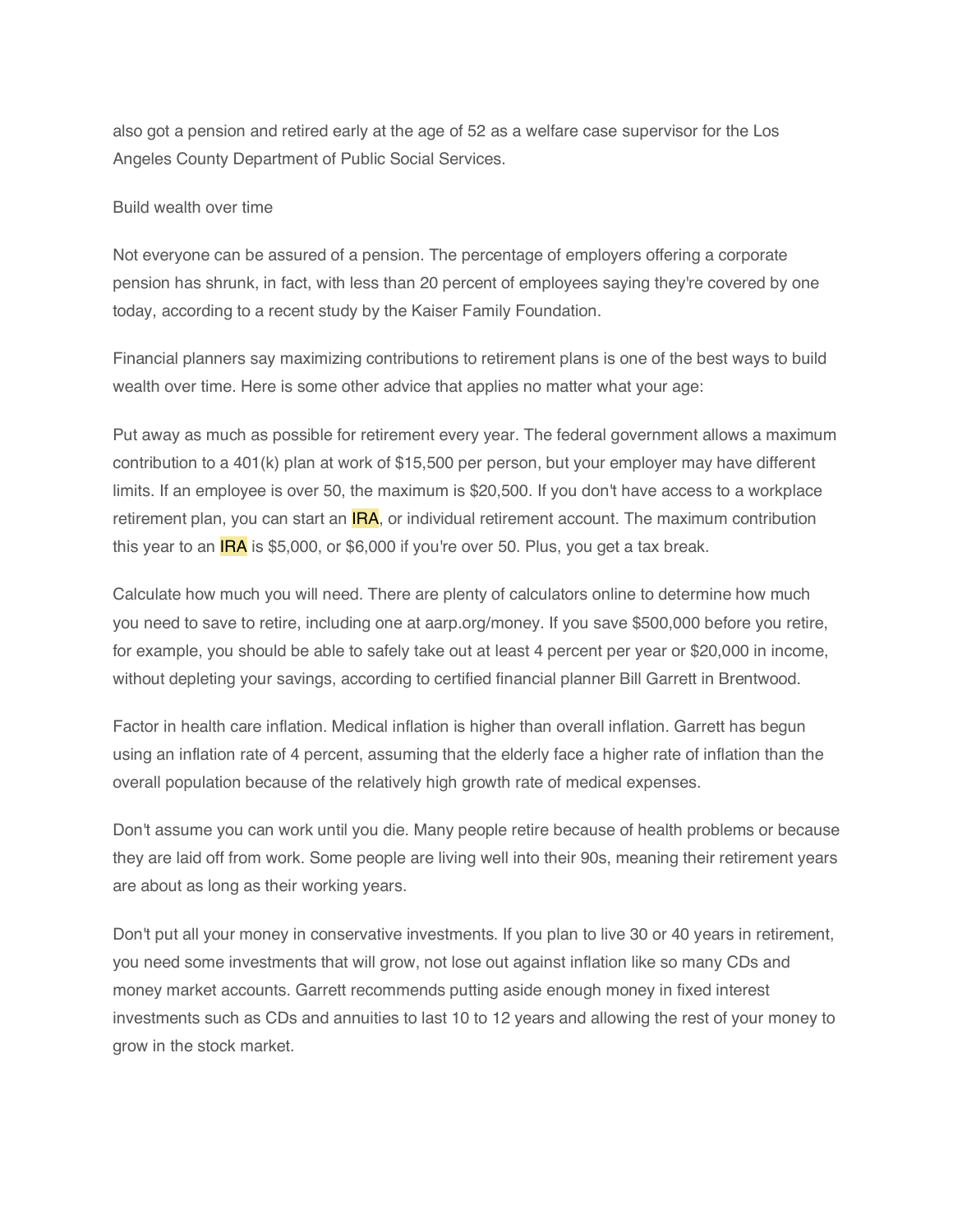also got a pension and retired early at the age of 52 as a welfare case supervisor for the Los Angeles County Department of Public Social Services.

## Build wealth over time

Not everyone can be assured of a pension. The percentage of employers offering a corporate pension has shrunk, in fact, with less than 20 percent of employees saying they're covered by one today, according to a recent study by the Kaiser Family Foundation.

Financial planners say maximizing contributions to retirement plans is one of the best ways to build wealth over time. Here is some other advice that applies no matter what your age:

Put away as much as possible for retirement every year. The federal government allows a maximum contribution to a 401(k) plan at work of $15,500 per person, but your employer may have different limits. If an employee is over 50, the maximum is $20,500. If you don't have access to a workplace retirement plan, you can start an IRA, or individual retirement account. The maximum contribution this year to an IRA is $5,000, or $6,000 if you're over 50. Plus, you get a tax break.

Calculate how much you will need. There are plenty of calculators online to determine how much you need to save to retire, including one at aarp.org/money. If you save $500,000 before you retire, for example, you should be able to safely take out at least 4 percent per year or $20,000 in income, without depleting your savings, according to certified financial planner Bill Garrett in Brentwood.

Factor in health care inflation. Medical inflation is higher than overall inflation. Garrett has begun using an inflation rate of 4 percent, assuming that the elderly face a higher rate of inflation than the overall population because of the relatively high growth rate of medical expenses.

Don't assume you can work until you die. Many people retire because of health problems or because they are laid off from work. Some people are living well into their 90s, meaning their retirement years are about as long as their working years.

Don't put all your money in conservative investments. If you plan to live 30 or 40 years in retirement, you need some investments that will grow, not lose out against inflation like so many CDs and money market accounts. Garrett recommends putting aside enough money in fixed interest investments such as CDs and annuities to last 10 to 12 years and allowing the rest of your money to grow in the stock market.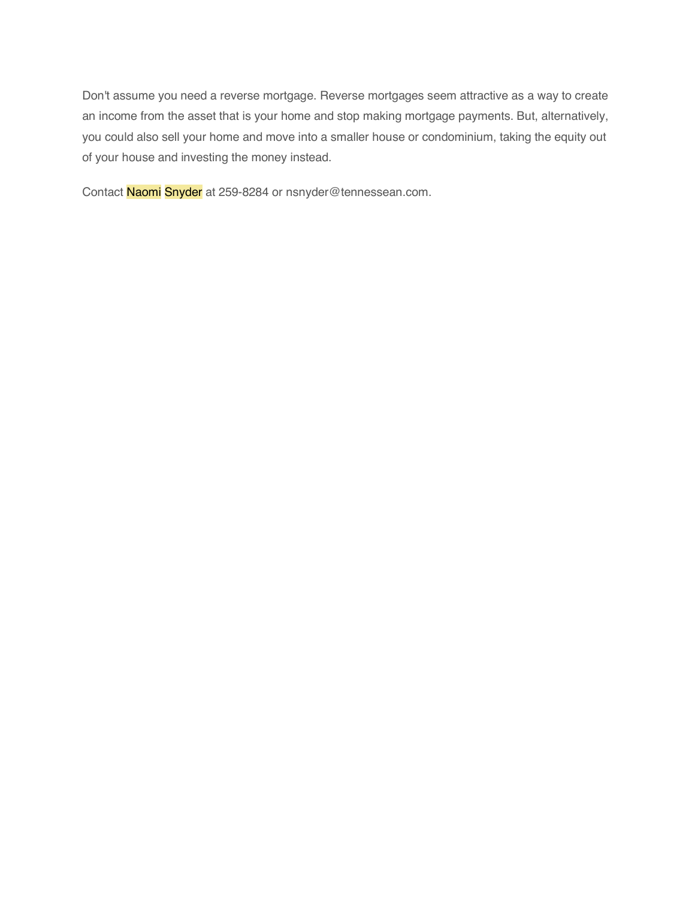Don't assume you need a reverse mortgage. Reverse mortgages seem attractive as a way to create an income from the asset that is your home and stop making mortgage payments. But, alternatively, you could also sell your home and move into a smaller house or condominium, taking the equity out of your house and investing the money instead.

Contact Naomi Snyder at 259-8284 or nsnyder@tennessean.com.